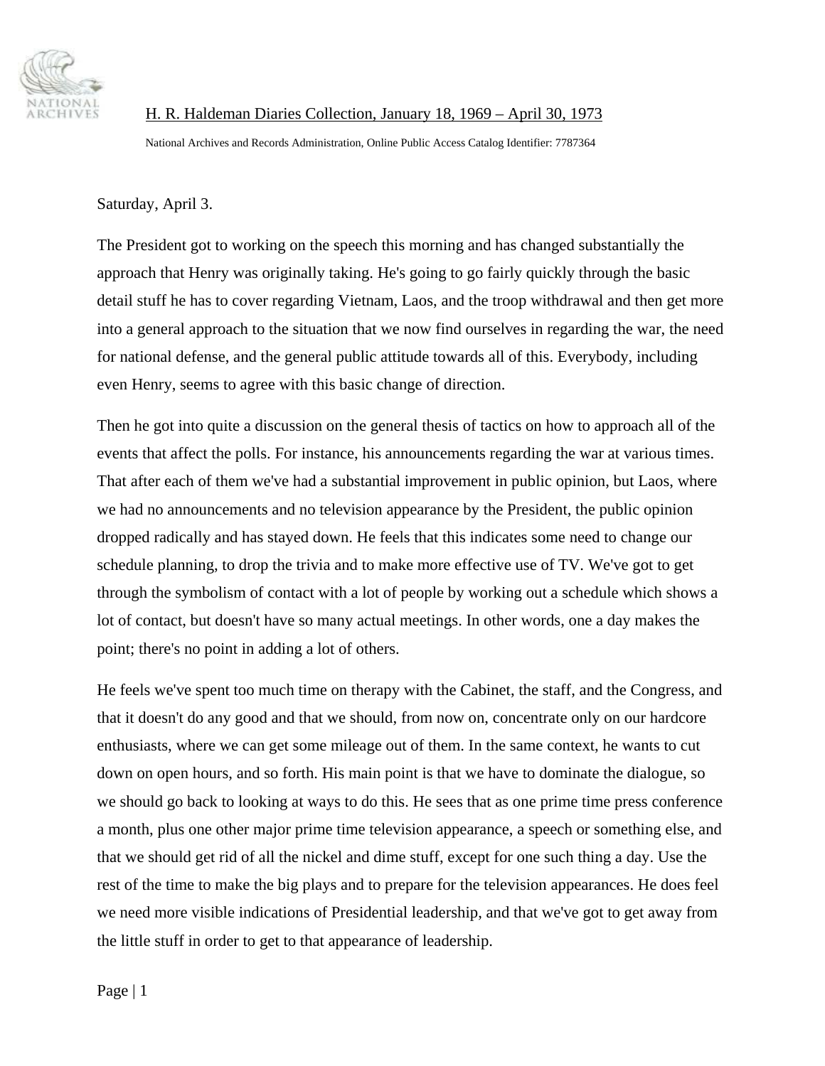H. R. Haldeman Diaries Collection, January 18, 1969 – April 30, 1973

National Archives and Records Administration, Online Public Access Catalog Identifier: 7787364

Saturday, April 3.

The President got to working on the speech this morning and has changed substantially the approach that Henry was originally taking. He's going to go fairly quickly through the basic detail stuff he has to cover regarding Vietnam, Laos, and the troop withdrawal and then get more into a general approach to the situation that we now find ourselves in regarding the war, the need for national defense, and the general public attitude towards all of this. Everybody, including even Henry, seems to agree with this basic change of direction.

Then he got into quite a discussion on the general thesis of tactics on how to approach all of the events that affect the polls. For instance, his announcements regarding the war at various times. That after each of them we've had a substantial improvement in public opinion, but Laos, where we had no announcements and no television appearance by the President, the public opinion dropped radically and has stayed down. He feels that this indicates some need to change our schedule planning, to drop the trivia and to make more effective use of TV. We've got to get through the symbolism of contact with a lot of people by working out a schedule which shows a lot of contact, but doesn't have so many actual meetings. In other words, one a day makes the point; there's no point in adding a lot of others.

He feels we've spent too much time on therapy with the Cabinet, the staff, and the Congress, and that it doesn't do any good and that we should, from now on, concentrate only on our hardcore enthusiasts, where we can get some mileage out of them. In the same context, he wants to cut down on open hours, and so forth. His main point is that we have to dominate the dialogue, so we should go back to looking at ways to do this. He sees that as one prime time press conference a month, plus one other major prime time television appearance, a speech or something else, and that we should get rid of all the nickel and dime stuff, except for one such thing a day. Use the rest of the time to make the big plays and to prepare for the television appearances. He does feel we need more visible indications of Presidential leadership, and that we've got to get away from the little stuff in order to get to that appearance of leadership.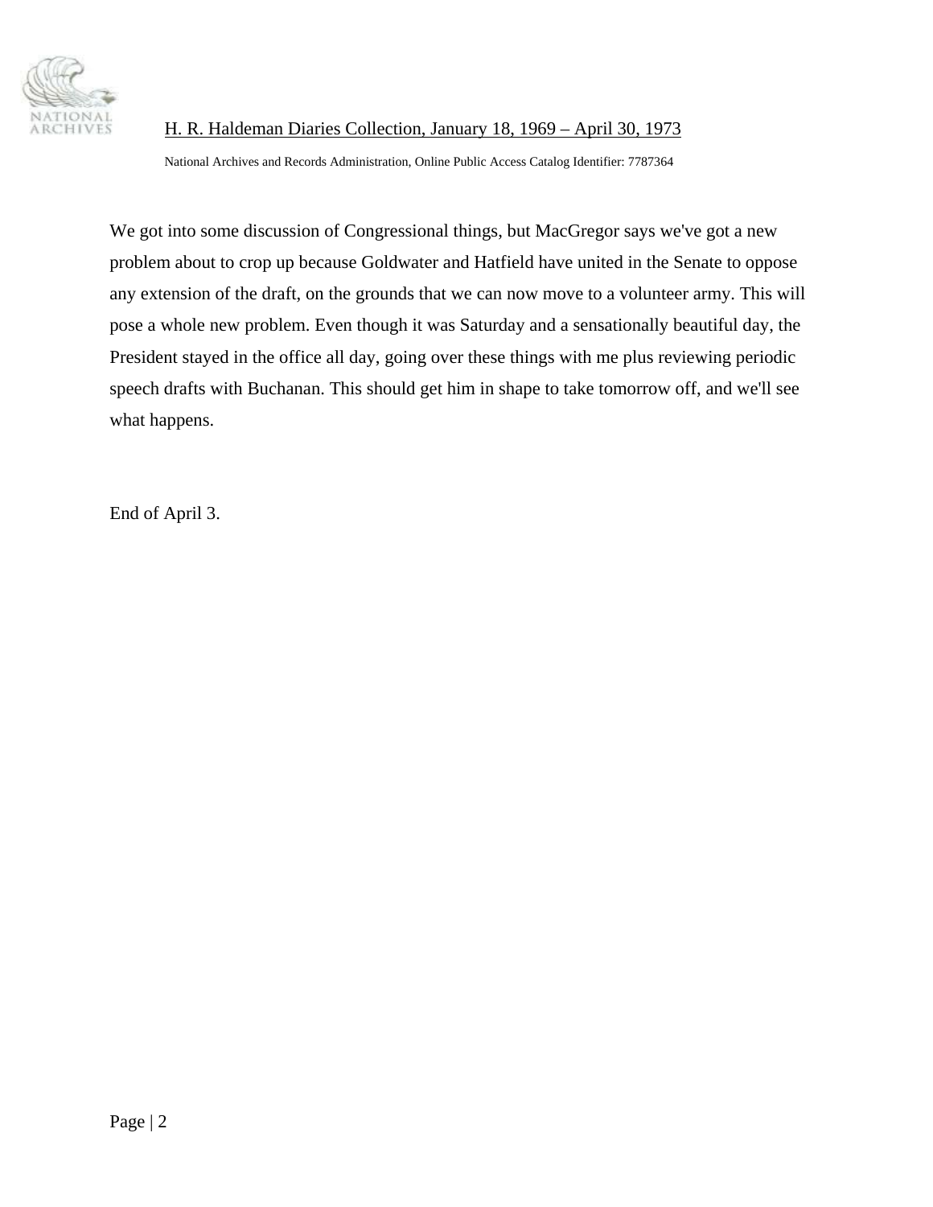We got into some discussion of Congressional things, but MacGregor says we've got a new problem about to crop up because Goldwater and Hatfield have united in the Senate to oppose any extension of the draft, on the grounds that we can now move to a volunteer army. This will pose a whole new problem. Even though it was Saturday and a sensationally beautiful day, the President stayed in the office all day, going over these things with me plus reviewing periodic speech drafts with Buchanan. This should get him in shape to take tomorrow off, and we'll see what happens.

End of April 3.